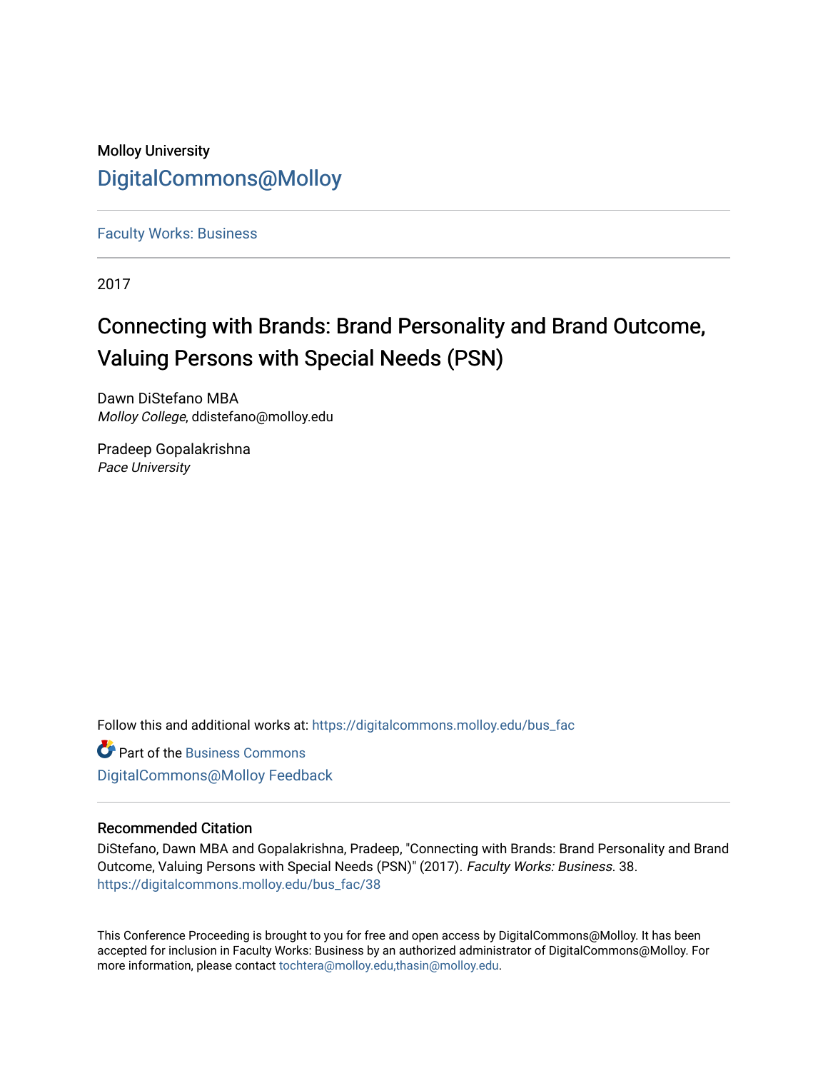Molloy University

DigitalCommons@Molloy

Faculty Works: Business

2017

# Connecting with Brands: Brand Personality and Brand Outcome, Valuing Persons with Special Needs (PSN)

Dawn DiStefano MBA
*Molloy College*, ddistefano@molloy.edu

Pradeep Gopalakrishna
*Pace University*

Follow this and additional works at: https://digitalcommons.molloy.edu/bus_fac

Part of the Business Commons

DigitalCommons@Molloy Feedback

## Recommended Citation

DiStefano, Dawn MBA and Gopalakrishna, Pradeep, "Connecting with Brands: Brand Personality and Brand Outcome, Valuing Persons with Special Needs (PSN)" (2017). *Faculty Works: Business*. 38.
https://digitalcommons.molloy.edu/bus_fac/38

This Conference Proceeding is brought to you for free and open access by DigitalCommons@Molloy. It has been accepted for inclusion in Faculty Works: Business by an authorized administrator of DigitalCommons@Molloy. For more information, please contact tochtera@molloy.edu,thasin@molloy.edu.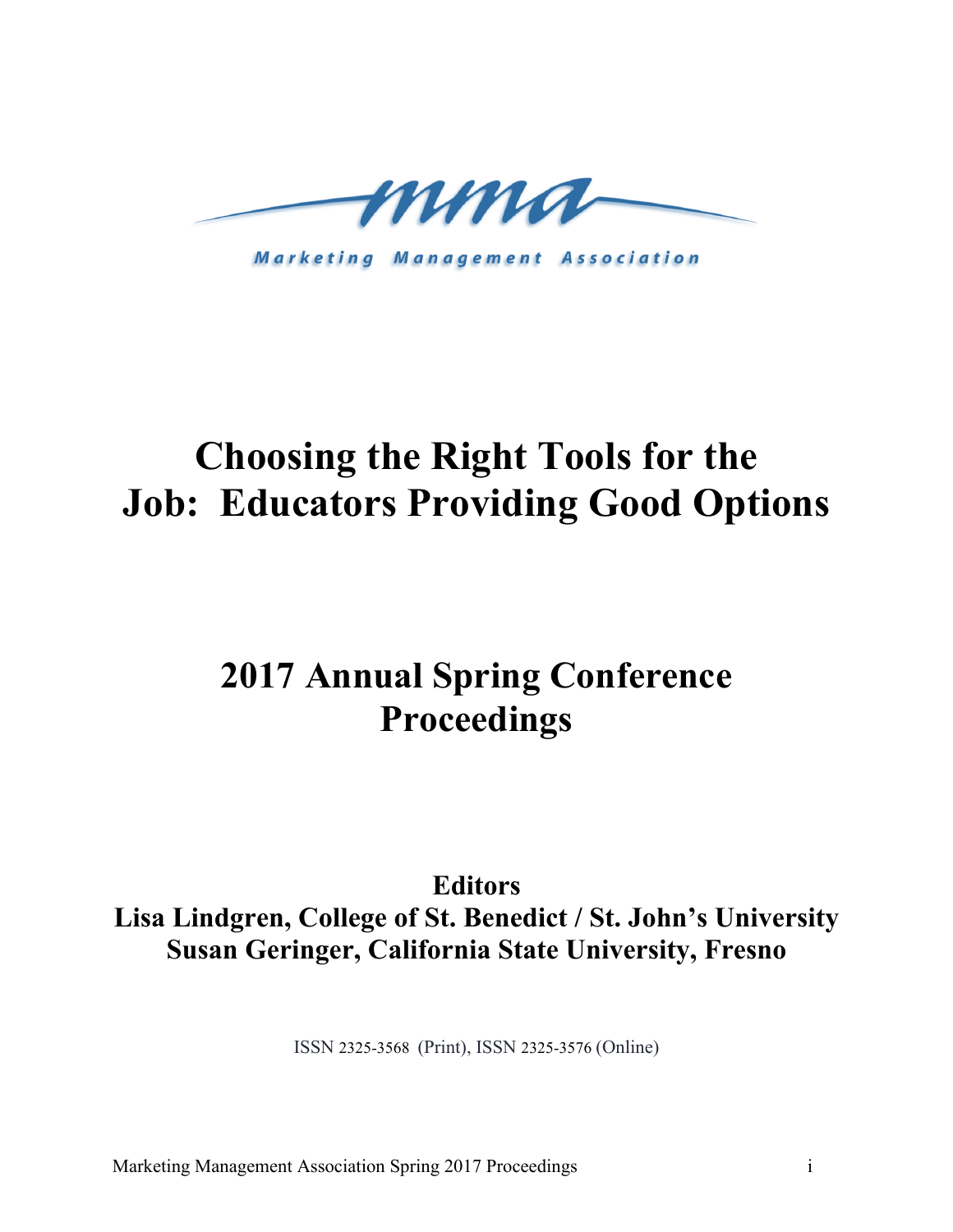Marketing Management Association

# Choosing the Right Tools for the Job: Educators Providing Good Options

## 2017 Annual Spring Conference Proceedings

**Editors**
**Lisa Lindgren, College of St. Benedict / St. John's University**
**Susan Geringer, California State University, Fresno**

ISSN 2325-3568 (Print), ISSN 2325-3576 (Online)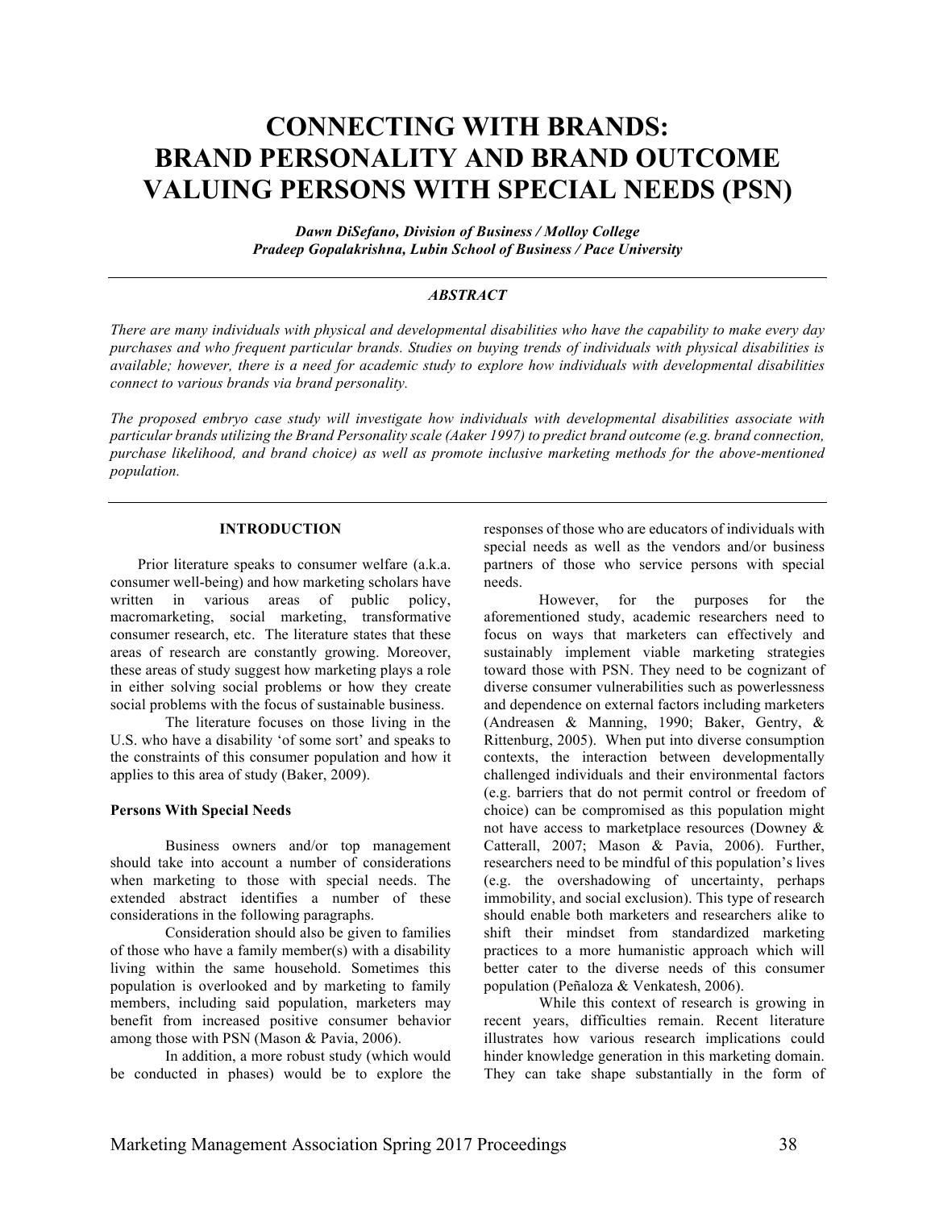# CONNECTING WITH BRANDS: BRAND PERSONALITY AND BRAND OUTCOME VALUING PERSONS WITH SPECIAL NEEDS (PSN)

***Dawn DiSefano, Division of Business / Molloy College***
***Pradeep Gopalakrishna, Lubin School of Business / Pace University***

## *ABSTRACT*

*There are many individuals with physical and developmental disabilities who have the capability to make every day purchases and who frequent particular brands. Studies on buying trends of individuals with physical disabilities is available; however, there is a need for academic study to explore how individuals with developmental disabilities connect to various brands via brand personality.*

*The proposed embryo case study will investigate how individuals with developmental disabilities associate with particular brands utilizing the Brand Personality scale (Aaker 1997) to predict brand outcome (e.g. brand connection, purchase likelihood, and brand choice) as well as promote inclusive marketing methods for the above-mentioned population.*

## INTRODUCTION

Prior literature speaks to consumer welfare (a.k.a. consumer well-being) and how marketing scholars have written in various areas of public policy, macromarketing, social marketing, transformative consumer research, etc. The literature states that these areas of research are constantly growing. Moreover, these areas of study suggest how marketing plays a role in either solving social problems or how they create social problems with the focus of sustainable business.

The literature focuses on those living in the U.S. who have a disability 'of some sort' and speaks to the constraints of this consumer population and how it applies to this area of study (Baker, 2009).

### Persons With Special Needs

Business owners and/or top management should take into account a number of considerations when marketing to those with special needs. The extended abstract identifies a number of these considerations in the following paragraphs.

Consideration should also be given to families of those who have a family member(s) with a disability living within the same household. Sometimes this population is overlooked and by marketing to family members, including said population, marketers may benefit from increased positive consumer behavior among those with PSN (Mason & Pavia, 2006).

In addition, a more robust study (which would be conducted in phases) would be to explore the responses of those who are educators of individuals with special needs as well as the vendors and/or business partners of those who service persons with special needs.

However, for the purposes for the aforementioned study, academic researchers need to focus on ways that marketers can effectively and sustainably implement viable marketing strategies toward those with PSN. They need to be cognizant of diverse consumer vulnerabilities such as powerlessness and dependence on external factors including marketers (Andreasen & Manning, 1990; Baker, Gentry, & Rittenburg, 2005). When put into diverse consumption contexts, the interaction between developmentally challenged individuals and their environmental factors (e.g. barriers that do not permit control or freedom of choice) can be compromised as this population might not have access to marketplace resources (Downey & Catterall, 2007; Mason & Pavia, 2006). Further, researchers need to be mindful of this population's lives (e.g. the overshadowing of uncertainty, perhaps immobility, and social exclusion). This type of research should enable both marketers and researchers alike to shift their mindset from standardized marketing practices to a more humanistic approach which will better cater to the diverse needs of this consumer population (Peñaloza & Venkatesh, 2006).

While this context of research is growing in recent years, difficulties remain. Recent literature illustrates how various research implications could hinder knowledge generation in this marketing domain. They can take shape substantially in the form of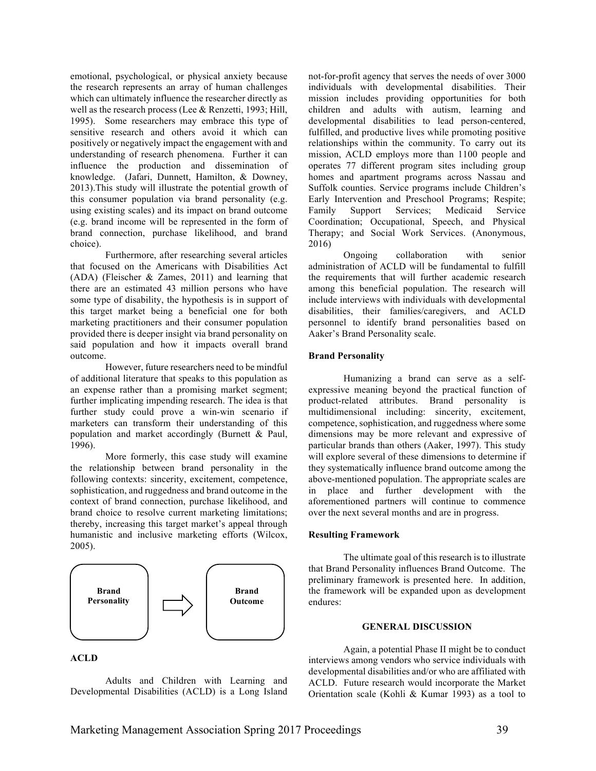emotional, psychological, or physical anxiety because the research represents an array of human challenges which can ultimately influence the researcher directly as well as the research process (Lee & Renzetti, 1993; Hill, 1995). Some researchers may embrace this type of sensitive research and others avoid it which can positively or negatively impact the engagement with and understanding of research phenomena. Further it can influence the production and dissemination of knowledge. (Jafari, Dunnett, Hamilton, & Downey, 2013).This study will illustrate the potential growth of this consumer population via brand personality (e.g. using existing scales) and its impact on brand outcome (e.g. brand income will be represented in the form of brand connection, purchase likelihood, and brand choice).

Furthermore, after researching several articles that focused on the Americans with Disabilities Act (ADA) (Fleischer & Zames, 2011) and learning that there are an estimated 43 million persons who have some type of disability, the hypothesis is in support of this target market being a beneficial one for both marketing practitioners and their consumer population provided there is deeper insight via brand personality on said population and how it impacts overall brand outcome.

However, future researchers need to be mindful of additional literature that speaks to this population as an expense rather than a promising market segment; further implicating impending research. The idea is that further study could prove a win-win scenario if marketers can transform their understanding of this population and market accordingly (Burnett & Paul, 1996).

More formerly, this case study will examine the relationship between brand personality in the following contexts: sincerity, excitement, competence, sophistication, and ruggedness and brand outcome in the context of brand connection, purchase likelihood, and brand choice to resolve current marketing limitations; thereby, increasing this target market's appeal through humanistic and inclusive marketing efforts (Wilcox, 2005).

**Brand Personality** ⇨ **Brand Outcome**

**ACLD**

Adults and Children with Learning and Developmental Disabilities (ACLD) is a Long Island not-for-profit agency that serves the needs of over 3000 individuals with developmental disabilities. Their mission includes providing opportunities for both children and adults with autism, learning and developmental disabilities to lead person-centered, fulfilled, and productive lives while promoting positive relationships within the community. To carry out its mission, ACLD employs more than 1100 people and operates 77 different program sites including group homes and apartment programs across Nassau and Suffolk counties. Service programs include Children's Early Intervention and Preschool Programs; Respite; Family Support Services; Medicaid Service Coordination; Occupational, Speech, and Physical Therapy; and Social Work Services. (Anonymous, 2016)

Ongoing collaboration with senior administration of ACLD will be fundamental to fulfill the requirements that will further academic research among this beneficial population. The research will include interviews with individuals with developmental disabilities, their families/caregivers, and ACLD personnel to identify brand personalities based on Aaker's Brand Personality scale.

**Brand Personality**

Humanizing a brand can serve as a self-expressive meaning beyond the practical function of product-related attributes. Brand personality is multidimensional including: sincerity, excitement, competence, sophistication, and ruggedness where some dimensions may be more relevant and expressive of particular brands than others (Aaker, 1997). This study will explore several of these dimensions to determine if they systematically influence brand outcome among the above-mentioned population. The appropriate scales are in place and further development with the aforementioned partners will continue to commence over the next several months and are in progress.

**Resulting Framework**

The ultimate goal of this research is to illustrate that Brand Personality influences Brand Outcome. The preliminary framework is presented here. In addition, the framework will be expanded upon as development endures:

**GENERAL DISCUSSION**

Again, a potential Phase II might be to conduct interviews among vendors who service individuals with developmental disabilities and/or who are affiliated with ACLD. Future research would incorporate the Market Orientation scale (Kohli & Kumar 1993) as a tool to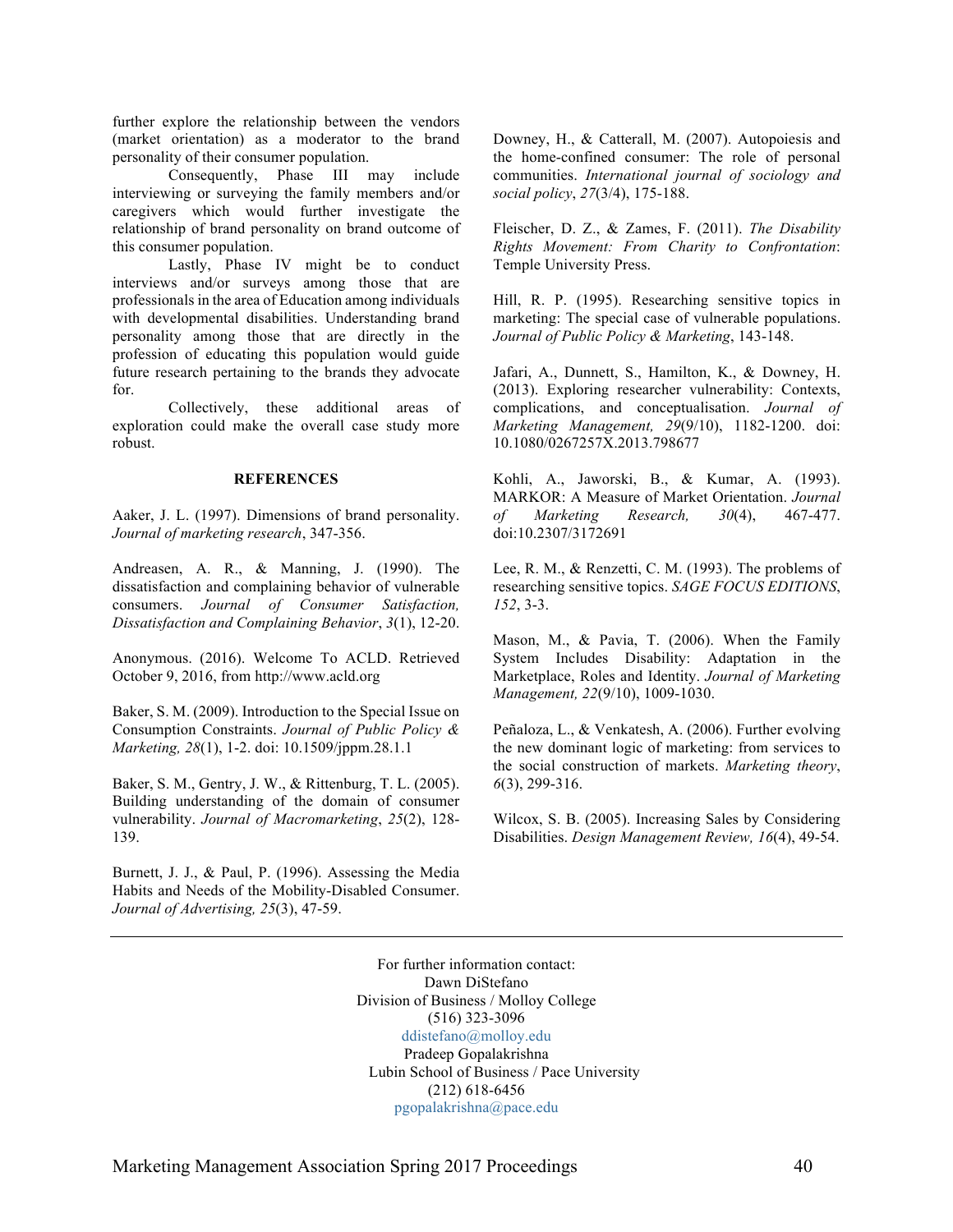further explore the relationship between the vendors (market orientation) as a moderator to the brand personality of their consumer population.

Consequently, Phase III may include interviewing or surveying the family members and/or caregivers which would further investigate the relationship of brand personality on brand outcome of this consumer population.

Lastly, Phase IV might be to conduct interviews and/or surveys among those that are professionals in the area of Education among individuals with developmental disabilities. Understanding brand personality among those that are directly in the profession of educating this population would guide future research pertaining to the brands they advocate for.

Collectively, these additional areas of exploration could make the overall case study more robust.

**REFERENCES**

Aaker, J. L. (1997). Dimensions of brand personality. *Journal of marketing research*, 347-356.

Andreasen, A. R., & Manning, J. (1990). The dissatisfaction and complaining behavior of vulnerable consumers. *Journal of Consumer Satisfaction, Dissatisfaction and Complaining Behavior*, *3*(1), 12-20.

Anonymous. (2016). Welcome To ACLD. Retrieved October 9, 2016, from http://www.acld.org

Baker, S. M. (2009). Introduction to the Special Issue on Consumption Constraints. *Journal of Public Policy & Marketing, 28*(1), 1-2. doi: 10.1509/jppm.28.1.1

Baker, S. M., Gentry, J. W., & Rittenburg, T. L. (2005). Building understanding of the domain of consumer vulnerability. *Journal of Macromarketing*, *25*(2), 128-139.

Burnett, J. J., & Paul, P. (1996). Assessing the Media Habits and Needs of the Mobility-Disabled Consumer. *Journal of Advertising, 25*(3), 47-59.

Downey, H., & Catterall, M. (2007). Autopoiesis and the home-confined consumer: The role of personal communities. *International journal of sociology and social policy*, *27*(3/4), 175-188.

Fleischer, D. Z., & Zames, F. (2011). *The Disability Rights Movement: From Charity to Confrontation*: Temple University Press.

Hill, R. P. (1995). Researching sensitive topics in marketing: The special case of vulnerable populations. *Journal of Public Policy & Marketing*, 143-148.

Jafari, A., Dunnett, S., Hamilton, K., & Downey, H. (2013). Exploring researcher vulnerability: Contexts, complications, and conceptualisation. *Journal of Marketing Management, 29*(9/10), 1182-1200. doi: 10.1080/0267257X.2013.798677

Kohli, A., Jaworski, B., & Kumar, A. (1993). MARKOR: A Measure of Market Orientation. *Journal of Marketing Research, 30*(4), 467-477. doi:10.2307/3172691

Lee, R. M., & Renzetti, C. M. (1993). The problems of researching sensitive topics. *SAGE FOCUS EDITIONS*, *152*, 3-3.

Mason, M., & Pavia, T. (2006). When the Family System Includes Disability: Adaptation in the Marketplace, Roles and Identity. *Journal of Marketing Management, 22*(9/10), 1009-1030.

Peñaloza, L., & Venkatesh, A. (2006). Further evolving the new dominant logic of marketing: from services to the social construction of markets. *Marketing theory*, *6*(3), 299-316.

Wilcox, S. B. (2005). Increasing Sales by Considering Disabilities. *Design Management Review, 16*(4), 49-54.

---

For further information contact:
Dawn DiStefano
Division of Business / Molloy College
(516) 323-3096
ddistefano@molloy.edu
Pradeep Gopalakrishna
Lubin School of Business / Pace University
(212) 618-6456
pgopalakrishna@pace.edu